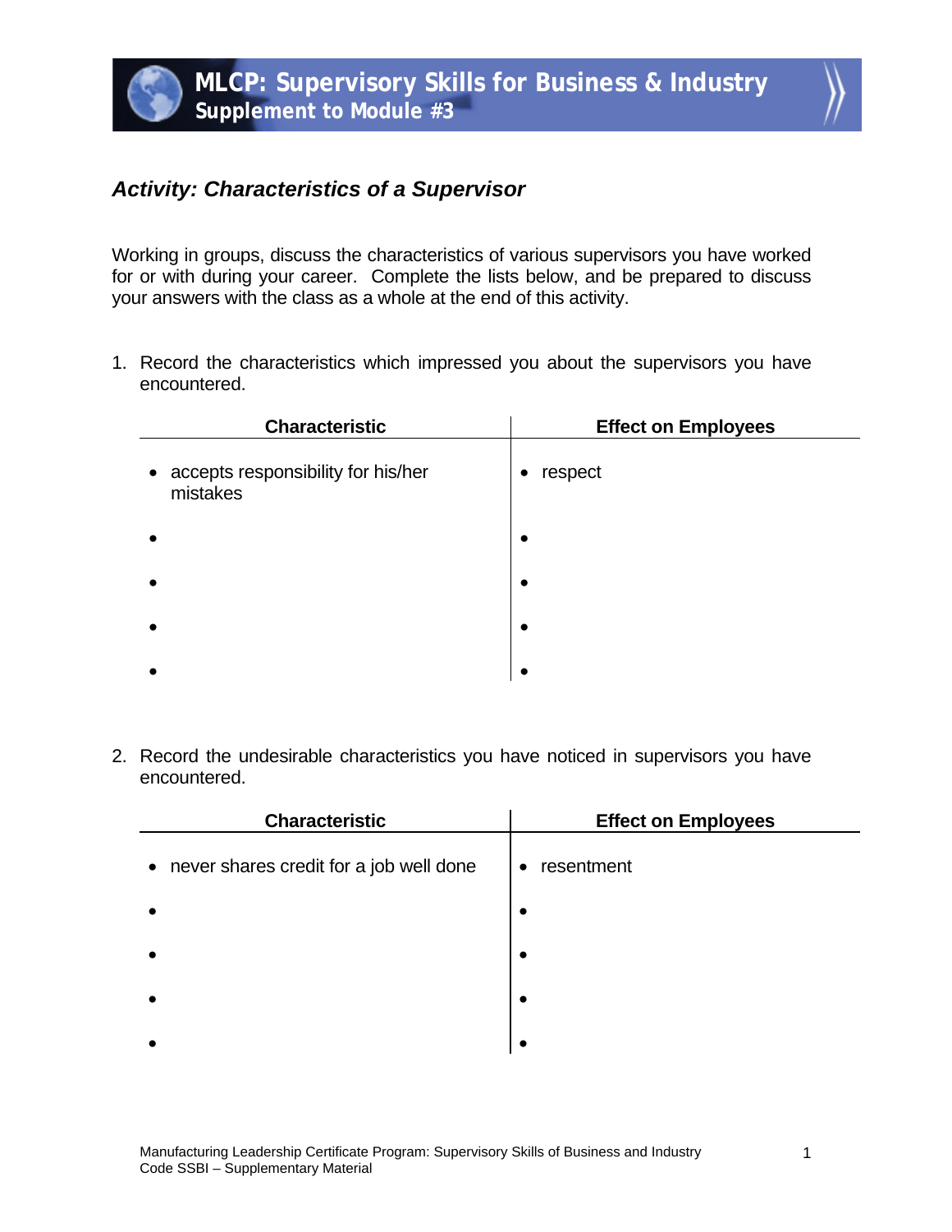# MLCP: Supervisory Skills for Business & Industry
## Supplement to Module #3

### *Activity: Characteristics of a Supervisor*

Working in groups, discuss the characteristics of various supervisors you have worked for or with during your career. Complete the lists below, and be prepared to discuss your answers with the class as a whole at the end of this activity.

1. Record the characteristics which impressed you about the supervisors you have encountered.

| Characteristic | Effect on Employees |
|---|---|
| • accepts responsibility for his/her mistakes | • respect |
| • | • |
| • | • |
| • | • |
| • | • |

2. Record the undesirable characteristics you have noticed in supervisors you have encountered.

| Characteristic | Effect on Employees |
|---|---|
| • never shares credit for a job well done | • resentment |
| • | • |
| • | • |
| • | • |
| • | • |

Manufacturing Leadership Certificate Program: Supervisory Skills of Business and Industry
Code SSBI – Supplementary Material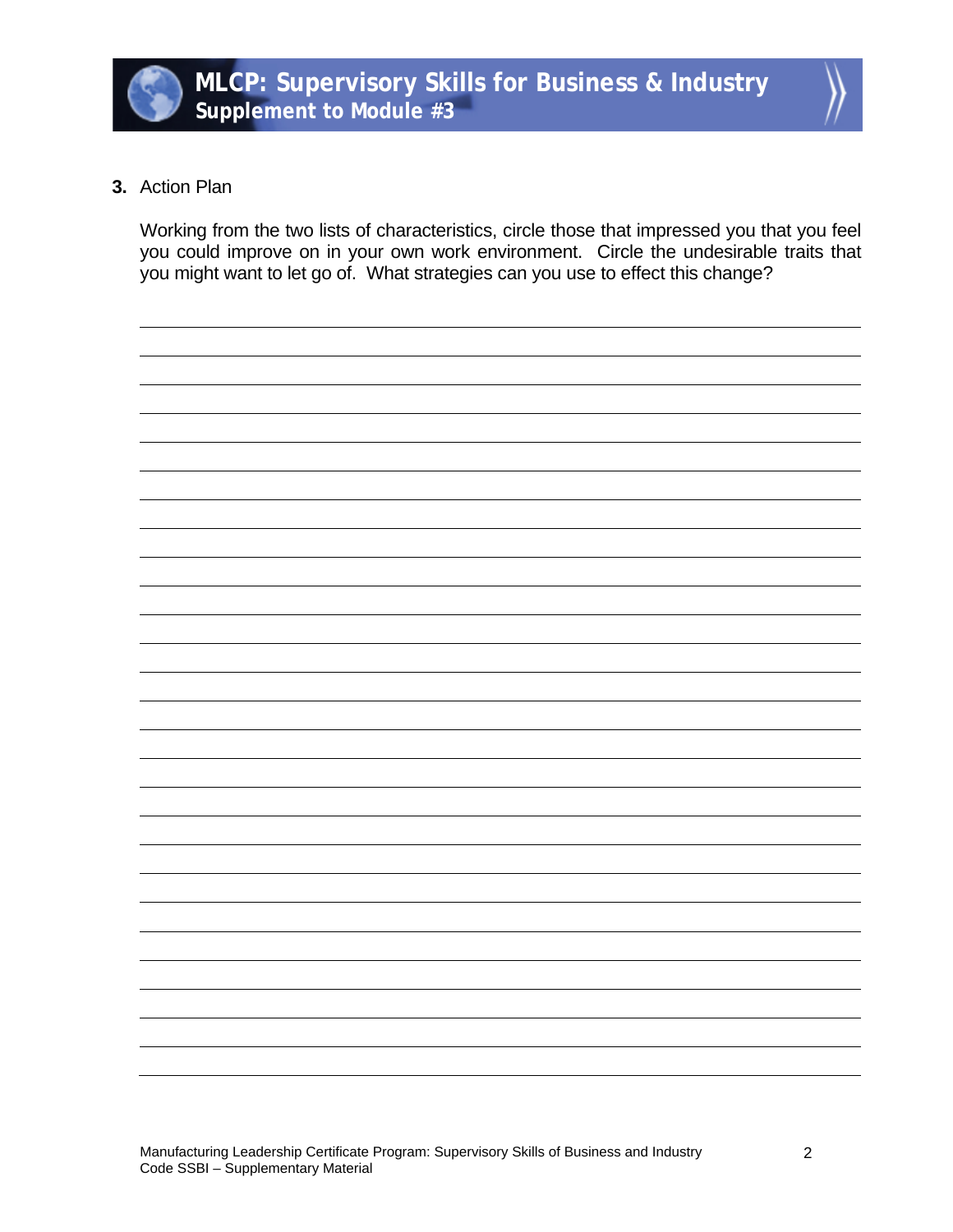**3.** Action Plan

Working from the two lists of characteristics, circle those that impressed you that you feel you could improve on in your own work environment. Circle the undesirable traits that you might want to let go of. What strategies can you use to effect this change?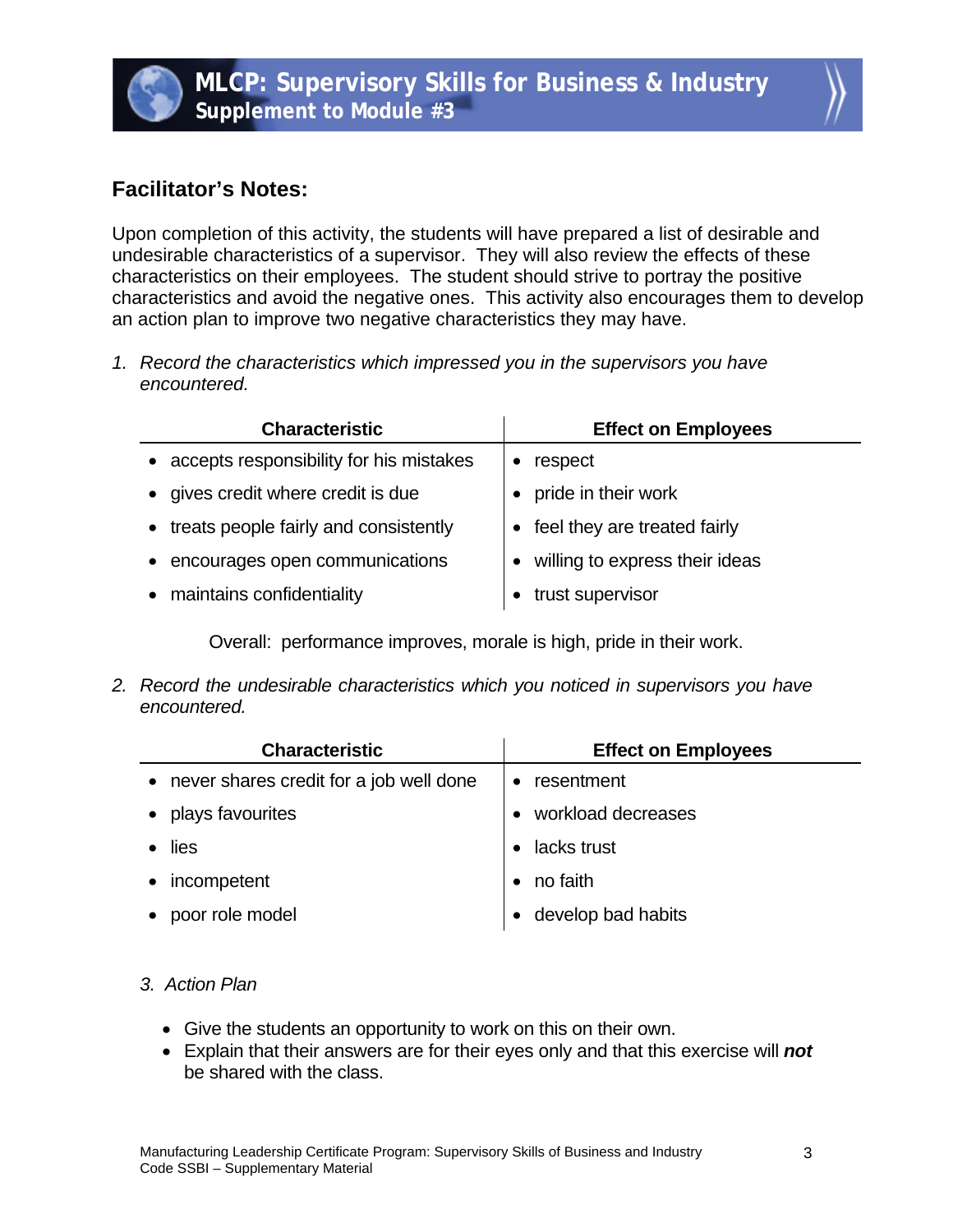**MLCP: Supervisory Skills for Business & Industry**
**Supplement to Module #3**

## Facilitator's Notes:

Upon completion of this activity, the students will have prepared a list of desirable and undesirable characteristics of a supervisor. They will also review the effects of these characteristics on their employees. The student should strive to portray the positive characteristics and avoid the negative ones. This activity also encourages them to develop an action plan to improve two negative characteristics they may have.

1. *Record the characteristics which impressed you in the supervisors you have encountered.*

| Characteristic | Effect on Employees |
|---|---|
| • accepts responsibility for his mistakes | • respect |
| • gives credit where credit is due | • pride in their work |
| • treats people fairly and consistently | • feel they are treated fairly |
| • encourages open communications | • willing to express their ideas |
| • maintains confidentiality | • trust supervisor |

Overall: performance improves, morale is high, pride in their work.

2. *Record the undesirable characteristics which you noticed in supervisors you have encountered.*

| Characteristic | Effect on Employees |
|---|---|
| • never shares credit for a job well done | • resentment |
| • plays favourites | • workload decreases |
| • lies | • lacks trust |
| • incompetent | • no faith |
| • poor role model | • develop bad habits |

3. *Action Plan*

- Give the students an opportunity to work on this on their own.
- Explain that their answers are for their eyes only and that this exercise will ***not*** be shared with the class.